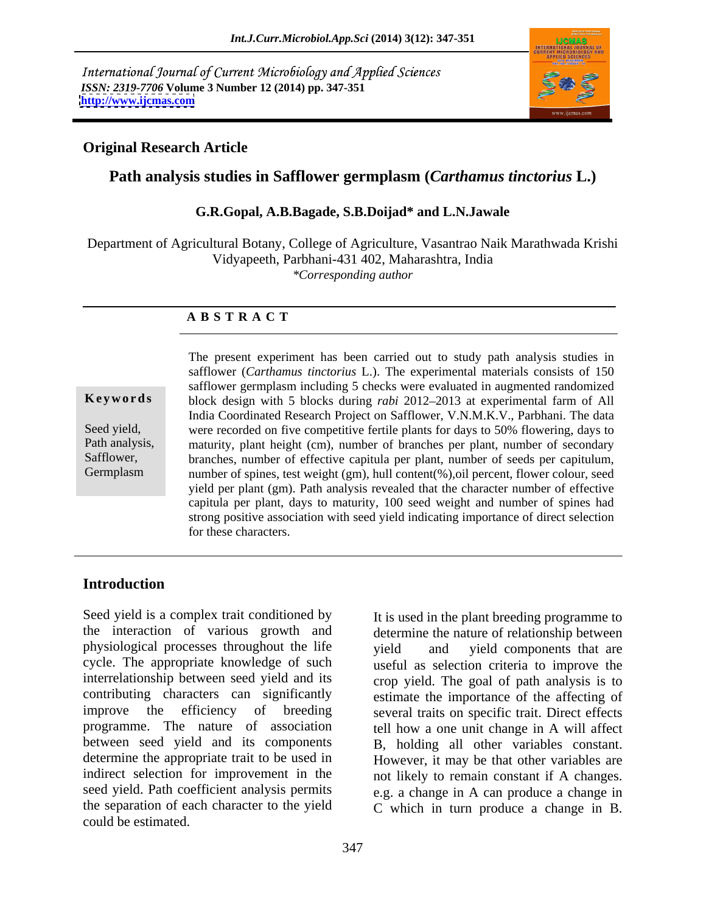International Journal of Current Microbiology and Applied Sciences
*ISSN: 2319-7706* **Volume 3 Number 12 (2014) pp. 347-351**
**http://www.ijcmas.com**

**Original Research Article**

# Path analysis studies in Safflower germplasm (*Carthamus tinctorius* L.)

**G.R.Gopal, A.B.Bagade, S.B.Doijad\* and L.N.Jawale**

Department of Agricultural Botany, College of Agriculture, Vasantrao Naik Marathwada Krishi Vidyapeeth, Parbhani-431 402, Maharashtra, India
*\*Corresponding author*

**A B S T R A C T**

**Keywords**

Seed yield, Path analysis, Safflower, Germplasm

The present experiment has been carried out to study path analysis studies in safflower (*Carthamus tinctorius* L.). The experimental materials consists of 150 safflower germplasm including 5 checks were evaluated in augmented randomized block design with 5 blocks during *rabi* 2012–2013 at experimental farm of All India Coordinated Research Project on Safflower, V.N.M.K.V., Parbhani. The data were recorded on five competitive fertile plants for days to 50% flowering, days to maturity, plant height (cm), number of branches per plant, number of secondary branches, number of effective capitula per plant, number of seeds per capitulum, number of spines, test weight (gm), hull content(%),oil percent, flower colour, seed yield per plant (gm). Path analysis revealed that the character number of effective capitula per plant, days to maturity, 100 seed weight and number of spines had strong positive association with seed yield indicating importance of direct selection for these characters.

## Introduction

Seed yield is a complex trait conditioned by the interaction of various growth and physiological processes throughout the life cycle. The appropriate knowledge of such interrelationship between seed yield and its contributing characters can significantly improve the efficiency of breeding programme. The nature of association between seed yield and its components determine the appropriate trait to be used in indirect selection for improvement in the seed yield. Path coefficient analysis permits the separation of each character to the yield could be estimated.

It is used in the plant breeding programme to determine the nature of relationship between yield and yield components that are useful as selection criteria to improve the crop yield. The goal of path analysis is to estimate the importance of the affecting of several traits on specific trait. Direct effects tell how a one unit change in A will affect B, holding all other variables constant. However, it may be that other variables are not likely to remain constant if A changes. e.g. a change in A can produce a change in C which in turn produce a change in B.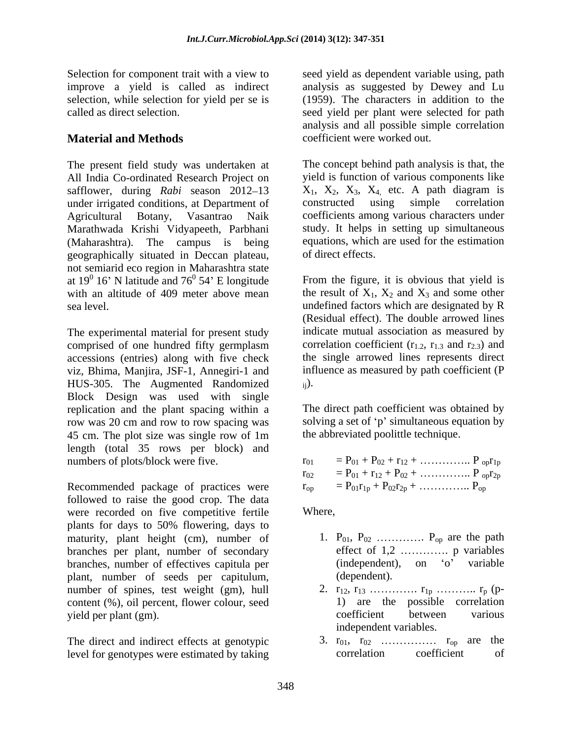Selection for component trait with a view to improve a yield is called as indirect selection, while selection for yield per se is called as direct selection.

## Material and Methods

The present field study was undertaken at All India Co-ordinated Research Project on safflower, during *Rabi* season 2012–13 under irrigated conditions, at Department of Agricultural Botany, Vasantrao Naik Marathwada Krishi Vidyapeeth, Parbhani (Maharashtra). The campus is being geographically situated in Deccan plateau, not semiarid eco region in Maharashtra state at $19^0$ 16' N latitude and $76^0$ 54' E longitude with an altitude of 409 meter above mean sea level.

The experimental material for present study comprised of one hundred fifty germplasm accessions (entries) along with five check viz, Bhima, Manjira, JSF-1, Annegiri-1 and HUS-305. The Augmented Randomized Block Design was used with single replication and the plant spacing within a row was 20 cm and row to row spacing was 45 cm. The plot size was single row of 1m length (total 35 rows per block) and numbers of plots/block were five.

Recommended package of practices were followed to raise the good crop. The data were recorded on five competitive fertile plants for days to 50% flowering, days to maturity, plant height (cm), number of branches per plant, number of secondary branches, number of effectives capitula per plant, number of seeds per capitulum, number of spines, test weight (gm), hull content (%), oil percent, flower colour, seed yield per plant (gm).

The direct and indirect effects at genotypic level for genotypes were estimated by taking seed yield as dependent variable using, path analysis as suggested by Dewey and Lu (1959). The characters in addition to the seed yield per plant were selected for path analysis and all possible simple correlation coefficient were worked out.

The concept behind path analysis is that, the yield is function of various components like $X_1$, $X_2$, $X_3$, $X_4$, etc. A path diagram is constructed using simple correlation coefficients among various characters under study. It helps in setting up simultaneous equations, which are used for the estimation of direct effects.

From the figure, it is obvious that yield is the result of $X_1$, $X_2$ and $X_3$ and some other undefined factors which are designated by R (Residual effect). The double arrowed lines indicate mutual association as measured by correlation coefficient ($r_{1.2}$, $r_{1.3}$ and $r_{2.3}$) and the single arrowed lines represents direct influence as measured by path coefficient ($P_{ij}$).

The direct path coefficient was obtained by solving a set of 'p' simultaneous equation by the abbreviated poolittle technique.

$$r_{01} = P_{01} + P_{02} + r_{12} + \ldots\ldots\ldots\ldots\ldots P_{op}r_{1p}$$
$$r_{02} = P_{01} + r_{12} + P_{02} + \ldots\ldots\ldots\ldots\ldots P_{op}r_{2p}$$
$$r_{op} = P_{01}r_{1p} + P_{02}r_{2p} + \ldots\ldots\ldots\ldots\ldots P_{op}$$

Where,

1. $P_{01}$, $P_{02}$ ………… $P_{op}$ are the path effect of 1,2 ………… p variables (independent), on 'o' variable (dependent).
2. $r_{12}$, $r_{13}$ ………… $r_{1p}$ ……….. $r_p$ (p-1) are the possible correlation coefficient between various independent variables.
3. $r_{01}$, $r_{02}$ …………… $r_{op}$ are the correlation coefficient of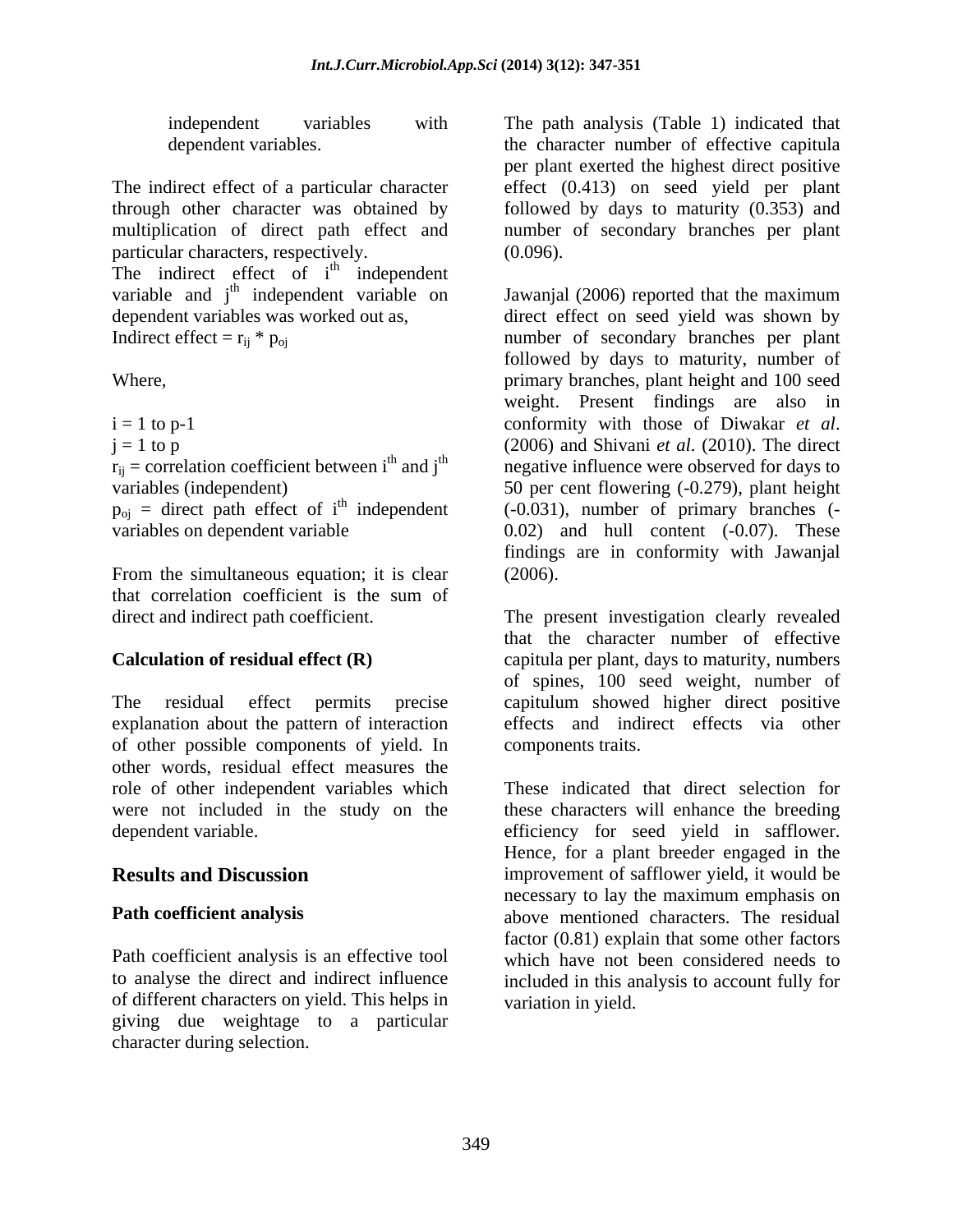independent variables with dependent variables.

The indirect effect of a particular character through other character was obtained by multiplication of direct path effect and particular characters, respectively.

The indirect effect of $i^{th}$ independent variable and $j^{th}$ independent variable on dependent variables was worked out as,

Indirect effect = $r_{ij} * p_{oj}$

Where,

$i = 1$ to $p-1$

$j = 1$ to $p$

$r_{ij}$ = correlation coefficient between $i^{th}$ and $j^{th}$ variables (independent)

$p_{oj}$ = direct path effect of $i^{th}$ independent variables on dependent variable

From the simultaneous equation; it is clear that correlation coefficient is the sum of direct and indirect path coefficient.

**Calculation of residual effect (R)**

The residual effect permits precise explanation about the pattern of interaction of other possible components of yield. In other words, residual effect measures the role of other independent variables which were not included in the study on the dependent variable.

## Results and Discussion

**Path coefficient analysis**

Path coefficient analysis is an effective tool to analyse the direct and indirect influence of different characters on yield. This helps in giving due weightage to a particular character during selection.

The path analysis (Table 1) indicated that the character number of effective capitula per plant exerted the highest direct positive effect (0.413) on seed yield per plant followed by days to maturity (0.353) and number of secondary branches per plant (0.096).

Jawanjal (2006) reported that the maximum direct effect on seed yield was shown by number of secondary branches per plant followed by days to maturity, number of primary branches, plant height and 100 seed weight. Present findings are also in conformity with those of Diwakar *et al*. (2006) and Shivani *et al*. (2010). The direct negative influence were observed for days to 50 per cent flowering (-0.279), plant height (-0.031), number of primary branches (-0.02) and hull content (-0.07). These findings are in conformity with Jawanjal (2006).

The present investigation clearly revealed that the character number of effective capitula per plant, days to maturity, numbers of spines, 100 seed weight, number of capitulum showed higher direct positive effects and indirect effects via other components traits.

These indicated that direct selection for these characters will enhance the breeding efficiency for seed yield in safflower. Hence, for a plant breeder engaged in the improvement of safflower yield, it would be necessary to lay the maximum emphasis on above mentioned characters. The residual factor (0.81) explain that some other factors which have not been considered needs to included in this analysis to account fully for variation in yield.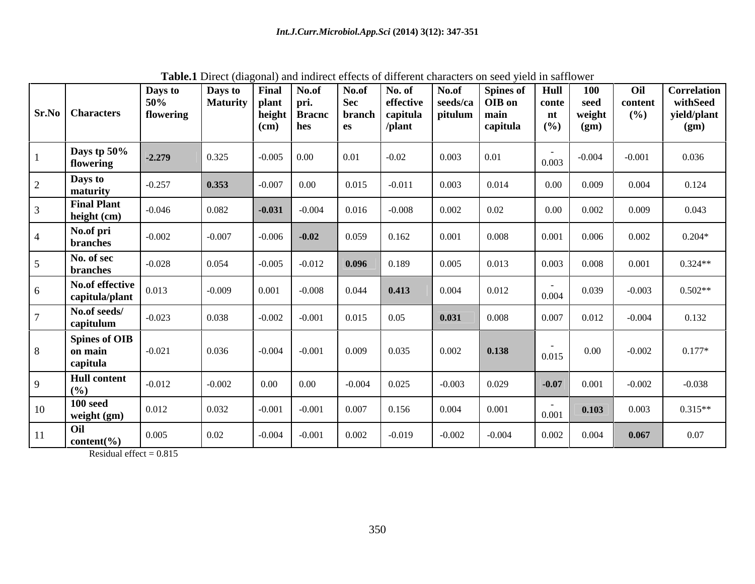**Table.1** Direct (diagonal) and indirect effects of different characters on seed yield in safflower

| Sr.No | Characters | Days to 50% flowering | Days to Maturity | Final plant height (cm) | No.of pri. Bracnches | No.of Sec branches | No. of effective capitula /plant | No.of seeds/capitulum | Spines of OIB on main capitula | Hull content (%) | 100 seed weight (gm) | Oil content (%) | Correlation withSeed yield/plant (gm) |
|---|---|---|---|---|---|---|---|---|---|---|---|---|---|
| 1 | **Days tp 50% flowering** | **-2.279** | 0.325 | -0.005 | 0.00 | 0.01 | -0.02 | 0.003 | 0.01 | -0.003 | -0.004 | -0.001 | 0.036 |
| 2 | **Days to maturity** | -0.257 | **0.353** | -0.007 | 0.00 | 0.015 | -0.011 | 0.003 | 0.014 | 0.00 | 0.009 | 0.004 | 0.124 |
| 3 | **Final Plant height (cm)** | -0.046 | 0.082 | **-0.031** | -0.004 | 0.016 | -0.008 | 0.002 | 0.02 | 0.00 | 0.002 | 0.009 | 0.043 |
| 4 | **No.of pri branches** | -0.002 | -0.007 | -0.006 | **-0.02** | 0.059 | 0.162 | 0.001 | 0.008 | 0.001 | 0.006 | 0.002 | 0.204* |
| 5 | **No. of sec branches** | -0.028 | 0.054 | -0.005 | -0.012 | **0.096** | 0.189 | 0.005 | 0.013 | 0.003 | 0.008 | 0.001 | 0.324** |
| 6 | **No.of effective capitula/plant** | 0.013 | -0.009 | 0.001 | -0.008 | 0.044 | **0.413** | 0.004 | 0.012 | -0.004 | 0.039 | -0.003 | 0.502** |
| 7 | **No.of seeds/ capitulum** | -0.023 | 0.038 | -0.002 | -0.001 | 0.015 | 0.05 | **0.031** | 0.008 | 0.007 | 0.012 | -0.004 | 0.132 |
| 8 | **Spines of OIB on main capitula** | -0.021 | 0.036 | -0.004 | -0.001 | 0.009 | 0.035 | 0.002 | **0.138** | -0.015 | 0.00 | -0.002 | 0.177* |
| 9 | **Hull content (%)** | -0.012 | -0.002 | 0.00 | 0.00 | -0.004 | 0.025 | -0.003 | 0.029 | **-0.07** | 0.001 | -0.002 | -0.038 |
| 10 | **100 seed weight (gm)** | 0.012 | 0.032 | -0.001 | -0.001 | 0.007 | 0.156 | 0.004 | 0.001 | -0.001 | **0.103** | 0.003 | 0.315** |
| 11 | **Oil content(%)** | 0.005 | 0.02 | -0.004 | -0.001 | 0.002 | -0.019 | -0.002 | -0.004 | 0.002 | 0.004 | **0.067** | 0.07 |

Residual effect = 0.815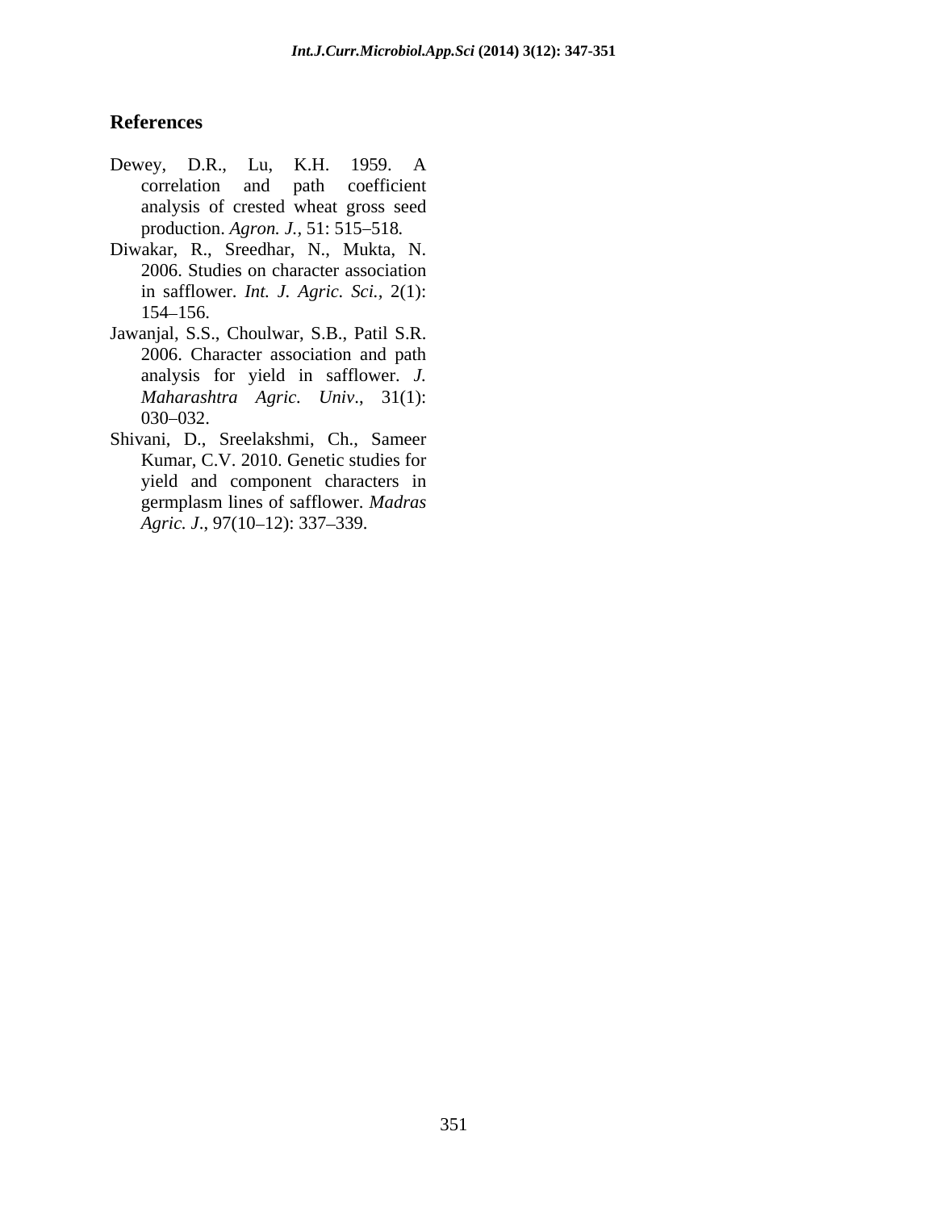## References

Dewey, D.R., Lu, K.H. 1959. A correlation and path coefficient analysis of crested wheat gross seed production. *Agron. J.,* 51: 515–518.

Diwakar, R., Sreedhar, N., Mukta, N. 2006. Studies on character association in safflower. *Int. J. Agric. Sci.,* 2(1): 154–156.

Jawanjal, S.S., Choulwar, S.B., Patil S.R. 2006. Character association and path analysis for yield in safflower. *J. Maharashtra Agric. Univ*., 31(1): 030–032.

Shivani, D., Sreelakshmi, Ch., Sameer Kumar, C.V. 2010. Genetic studies for yield and component characters in germplasm lines of safflower. *Madras Agric. J*., 97(10–12): 337–339.